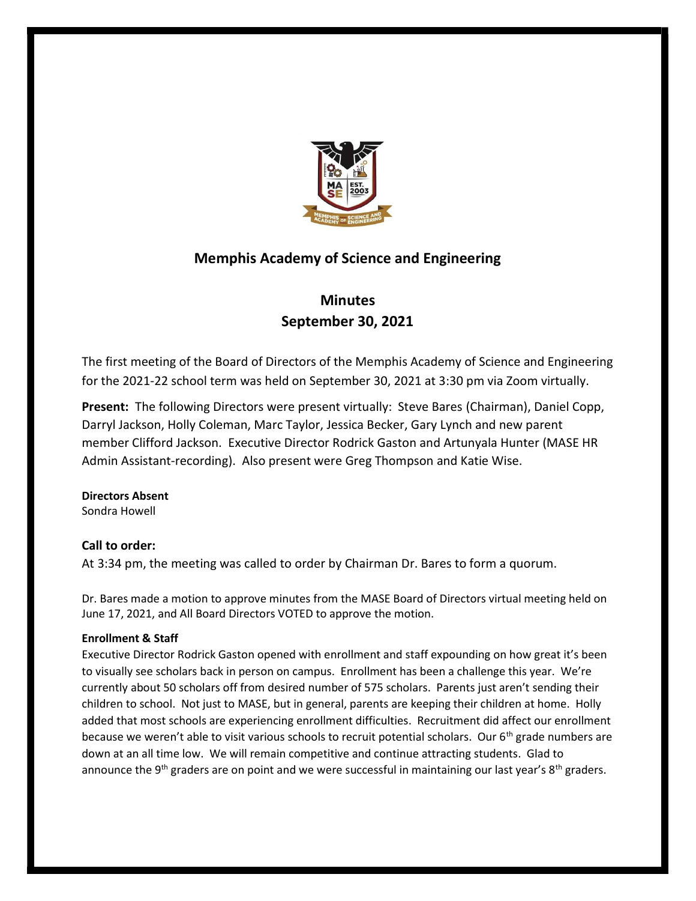## Memphis Academy of Science and Engineering

## Minutes
## September 30, 2021

The first meeting of the Board of Directors of the Memphis Academy of Science and Engineering for the 2021-22 school term was held on September 30, 2021 at 3:30 pm via Zoom virtually.

**Present:** The following Directors were present virtually: Steve Bares (Chairman), Daniel Copp, Darryl Jackson, Holly Coleman, Marc Taylor, Jessica Becker, Gary Lynch and new parent member Clifford Jackson. Executive Director Rodrick Gaston and Artunyala Hunter (MASE HR Admin Assistant-recording). Also present were Greg Thompson and Katie Wise.

**Directors Absent**
Sondra Howell

### Call to order:

At 3:34 pm, the meeting was called to order by Chairman Dr. Bares to form a quorum.

Dr. Bares made a motion to approve minutes from the MASE Board of Directors virtual meeting held on June 17, 2021, and All Board Directors VOTED to approve the motion.

**Enrollment & Staff**

Executive Director Rodrick Gaston opened with enrollment and staff expounding on how great it's been to visually see scholars back in person on campus. Enrollment has been a challenge this year. We're currently about 50 scholars off from desired number of 575 scholars. Parents just aren't sending their children to school. Not just to MASE, but in general, parents are keeping their children at home. Holly added that most schools are experiencing enrollment difficulties. Recruitment did affect our enrollment because we weren't able to visit various schools to recruit potential scholars. Our 6th grade numbers are down at an all time low. We will remain competitive and continue attracting students. Glad to announce the 9th graders are on point and we were successful in maintaining our last year's 8th graders.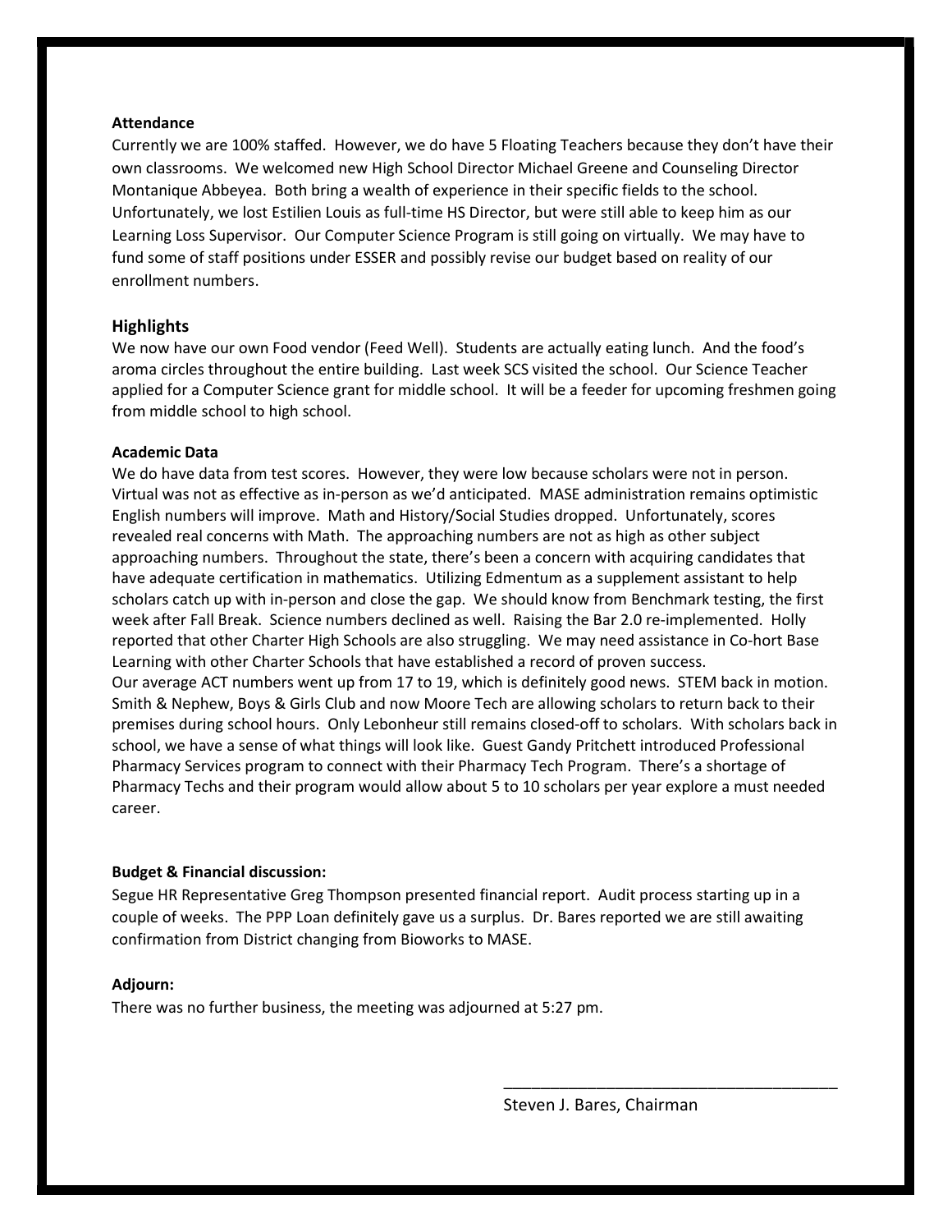**Attendance**

Currently we are 100% staffed. However, we do have 5 Floating Teachers because they don't have their own classrooms. We welcomed new High School Director Michael Greene and Counseling Director Montanique Abbeyea. Both bring a wealth of experience in their specific fields to the school. Unfortunately, we lost Estilien Louis as full-time HS Director, but were still able to keep him as our Learning Loss Supervisor. Our Computer Science Program is still going on virtually. We may have to fund some of staff positions under ESSER and possibly revise our budget based on reality of our enrollment numbers.

## Highlights

We now have our own Food vendor (Feed Well). Students are actually eating lunch. And the food's aroma circles throughout the entire building. Last week SCS visited the school. Our Science Teacher applied for a Computer Science grant for middle school. It will be a feeder for upcoming freshmen going from middle school to high school.

**Academic Data**

We do have data from test scores. However, they were low because scholars were not in person. Virtual was not as effective as in-person as we'd anticipated. MASE administration remains optimistic English numbers will improve. Math and History/Social Studies dropped. Unfortunately, scores revealed real concerns with Math. The approaching numbers are not as high as other subject approaching numbers. Throughout the state, there's been a concern with acquiring candidates that have adequate certification in mathematics. Utilizing Edmentum as a supplement assistant to help scholars catch up with in-person and close the gap. We should know from Benchmark testing, the first week after Fall Break. Science numbers declined as well. Raising the Bar 2.0 re-implemented. Holly reported that other Charter High Schools are also struggling. We may need assistance in Co-hort Base Learning with other Charter Schools that have established a record of proven success.
Our average ACT numbers went up from 17 to 19, which is definitely good news. STEM back in motion. Smith & Nephew, Boys & Girls Club and now Moore Tech are allowing scholars to return back to their premises during school hours. Only Lebonheur still remains closed-off to scholars. With scholars back in school, we have a sense of what things will look like. Guest Gandy Pritchett introduced Professional Pharmacy Services program to connect with their Pharmacy Tech Program. There's a shortage of Pharmacy Techs and their program would allow about 5 to 10 scholars per year explore a must needed career.

**Budget & Financial discussion:**

Segue HR Representative Greg Thompson presented financial report. Audit process starting up in a couple of weeks. The PPP Loan definitely gave us a surplus. Dr. Bares reported we are still awaiting confirmation from District changing from Bioworks to MASE.

**Adjourn:**

There was no further business, the meeting was adjourned at 5:27 pm.

\_\_\_\_\_\_\_\_\_\_\_\_\_\_\_\_\_\_\_\_\_\_\_\_\_\_\_\_\_\_\_\_\_\_\_\_\_\_

Steven J. Bares, Chairman